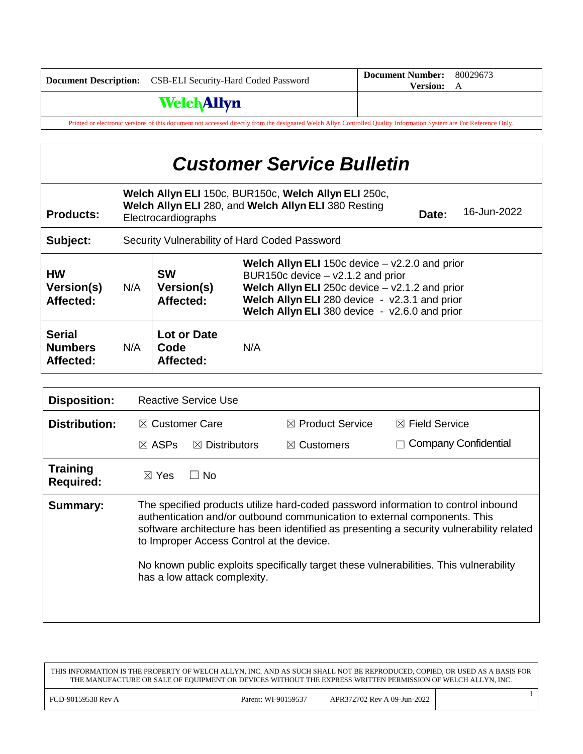| Document Description: CSB-ELI Security-Hard Coded Password | Document Number: 80029673 Version: A |
|---|---|
| WelchAllyn | |

Printed or electronic versions of this document not accessed directly from the designated Welch Allyn Controlled Quality Information System are For Reference Only.

# *Customer Service Bulletin*

| | | | |
|---|---|---|---|
| **Products:** | **Welch Allyn ELI** 150c, BUR150c, **Welch Allyn ELI** 250c, **Welch Allyn ELI** 280, and **Welch Allyn ELI** 380 Resting Electrocardiographs | **Date:** | 16-Jun-2022 |
| **Subject:** | Security Vulnerability of Hard Coded Password | | |

| | | | |
|---|---|---|---|
| **HW Version(s) Affected:** | N/A | **SW Version(s) Affected:** | **Welch Allyn ELI** 150c device – v2.2.0 and prior<br>BUR150c device – v2.1.2 and prior<br>**Welch Allyn ELI** 250c device – v2.1.2 and prior<br>**Welch Allyn ELI** 280 device - v2.3.1 and prior<br>**Welch Allyn ELI** 380 device - v2.6.0 and prior |
| **Serial Numbers Affected:** | N/A | **Lot or Date Code Affected:** | N/A |

| | | | | |
|---|---|---|---|---|
| **Disposition:** | Reactive Service Use | | | |
| **Distribution:** | ☒ Customer Care | | ☒ Product Service | ☒ Field Service |
| | ☒ ASPs | ☒ Distributors | ☒ Customers | ☐ Company Confidential |
| **Training Required:** | ☒ Yes | ☐ No | | |

**Summary:** The specified products utilize hard-coded password information to control inbound authentication and/or outbound communication to external components. This software architecture has been identified as presenting a security vulnerability related to Improper Access Control at the device.

No known public exploits specifically target these vulnerabilities. This vulnerability has a low attack complexity.

THIS INFORMATION IS THE PROPERTY OF WELCH ALLYN, INC. AND AS SUCH SHALL NOT BE REPRODUCED, COPIED, OR USED AS A BASIS FOR THE MANUFACTURE OR SALE OF EQUIPMENT OR DEVICES WITHOUT THE EXPRESS WRITTEN PERMISSION OF WELCH ALLYN, INC.

FCD-90159538 Rev A | Parent: WI-90159537 | APR372702 Rev A 09-Jun-2022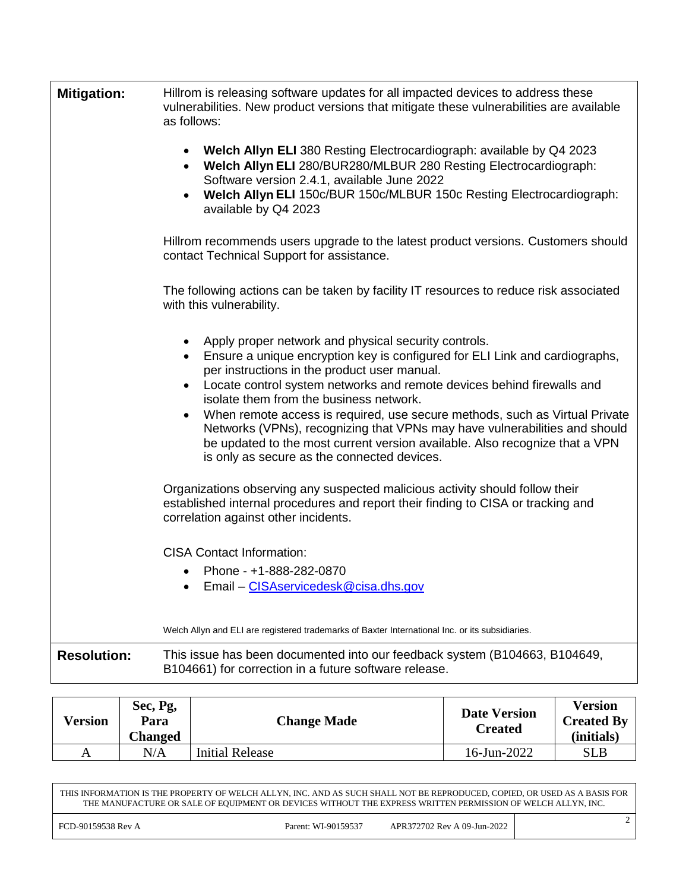**Mitigation:**

Hillrom is releasing software updates for all impacted devices to address these vulnerabilities. New product versions that mitigate these vulnerabilities are available as follows:

- **Welch Allyn ELI** 380 Resting Electrocardiograph: available by Q4 2023
- **Welch Allyn ELI** 280/BUR280/MLBUR 280 Resting Electrocardiograph: Software version 2.4.1, available June 2022
- **Welch Allyn ELI** 150c/BUR 150c/MLBUR 150c Resting Electrocardiograph: available by Q4 2023

Hillrom recommends users upgrade to the latest product versions. Customers should contact Technical Support for assistance.

The following actions can be taken by facility IT resources to reduce risk associated with this vulnerability.

- Apply proper network and physical security controls.
- Ensure a unique encryption key is configured for ELI Link and cardiographs, per instructions in the product user manual.
- Locate control system networks and remote devices behind firewalls and isolate them from the business network.
- When remote access is required, use secure methods, such as Virtual Private Networks (VPNs), recognizing that VPNs may have vulnerabilities and should be updated to the most current version available. Also recognize that a VPN is only as secure as the connected devices.

Organizations observing any suspected malicious activity should follow their established internal procedures and report their finding to CISA or tracking and correlation against other incidents.

CISA Contact Information:

- Phone - +1-888-282-0870
- Email – CISAservicedesk@cisa.dhs.gov

Welch Allyn and ELI are registered trademarks of Baxter International Inc. or its subsidiaries.

**Resolution:**

This issue has been documented into our feedback system (B104663, B104649, B104661) for correction in a future software release.

| Version | Sec, Pg, Para Changed | Change Made | Date Version Created | Version Created By (initials) |
|---|---|---|---|---|
| A | N/A | Initial Release | 16-Jun-2022 | SLB |

THIS INFORMATION IS THE PROPERTY OF WELCH ALLYN, INC. AND AS SUCH SHALL NOT BE REPRODUCED, COPIED, OR USED AS A BASIS FOR THE MANUFACTURE OR SALE OF EQUIPMENT OR DEVICES WITHOUT THE EXPRESS WRITTEN PERMISSION OF WELCH ALLYN, INC.

FCD-90159538 Rev A | Parent: WI-90159537 | APR372702 Rev A 09-Jun-2022